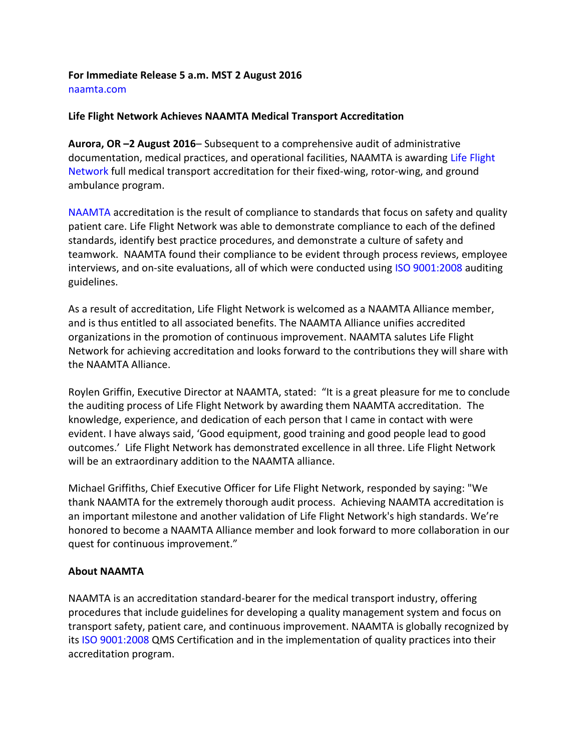**For Immediate Release 5 a.m. MST 2 August 2016**
naamta.com

**Life Flight Network Achieves NAAMTA Medical Transport Accreditation**

**Aurora, OR –2 August 2016**– Subsequent to a comprehensive audit of administrative documentation, medical practices, and operational facilities, NAAMTA is awarding Life Flight Network full medical transport accreditation for their fixed-wing, rotor-wing, and ground ambulance program.

NAAMTA accreditation is the result of compliance to standards that focus on safety and quality patient care. Life Flight Network was able to demonstrate compliance to each of the defined standards, identify best practice procedures, and demonstrate a culture of safety and teamwork. NAAMTA found their compliance to be evident through process reviews, employee interviews, and on-site evaluations, all of which were conducted using ISO 9001:2008 auditing guidelines.

As a result of accreditation, Life Flight Network is welcomed as a NAAMTA Alliance member, and is thus entitled to all associated benefits. The NAAMTA Alliance unifies accredited organizations in the promotion of continuous improvement. NAAMTA salutes Life Flight Network for achieving accreditation and looks forward to the contributions they will share with the NAAMTA Alliance.

Roylen Griffin, Executive Director at NAAMTA, stated: "It is a great pleasure for me to conclude the auditing process of Life Flight Network by awarding them NAAMTA accreditation. The knowledge, experience, and dedication of each person that I came in contact with were evident. I have always said, 'Good equipment, good training and good people lead to good outcomes.' Life Flight Network has demonstrated excellence in all three. Life Flight Network will be an extraordinary addition to the NAAMTA alliance.

Michael Griffiths, Chief Executive Officer for Life Flight Network, responded by saying: "We thank NAAMTA for the extremely thorough audit process. Achieving NAAMTA accreditation is an important milestone and another validation of Life Flight Network's high standards. We're honored to become a NAAMTA Alliance member and look forward to more collaboration in our quest for continuous improvement."

**About NAAMTA**

NAAMTA is an accreditation standard-bearer for the medical transport industry, offering procedures that include guidelines for developing a quality management system and focus on transport safety, patient care, and continuous improvement. NAAMTA is globally recognized by its ISO 9001:2008 QMS Certification and in the implementation of quality practices into their accreditation program.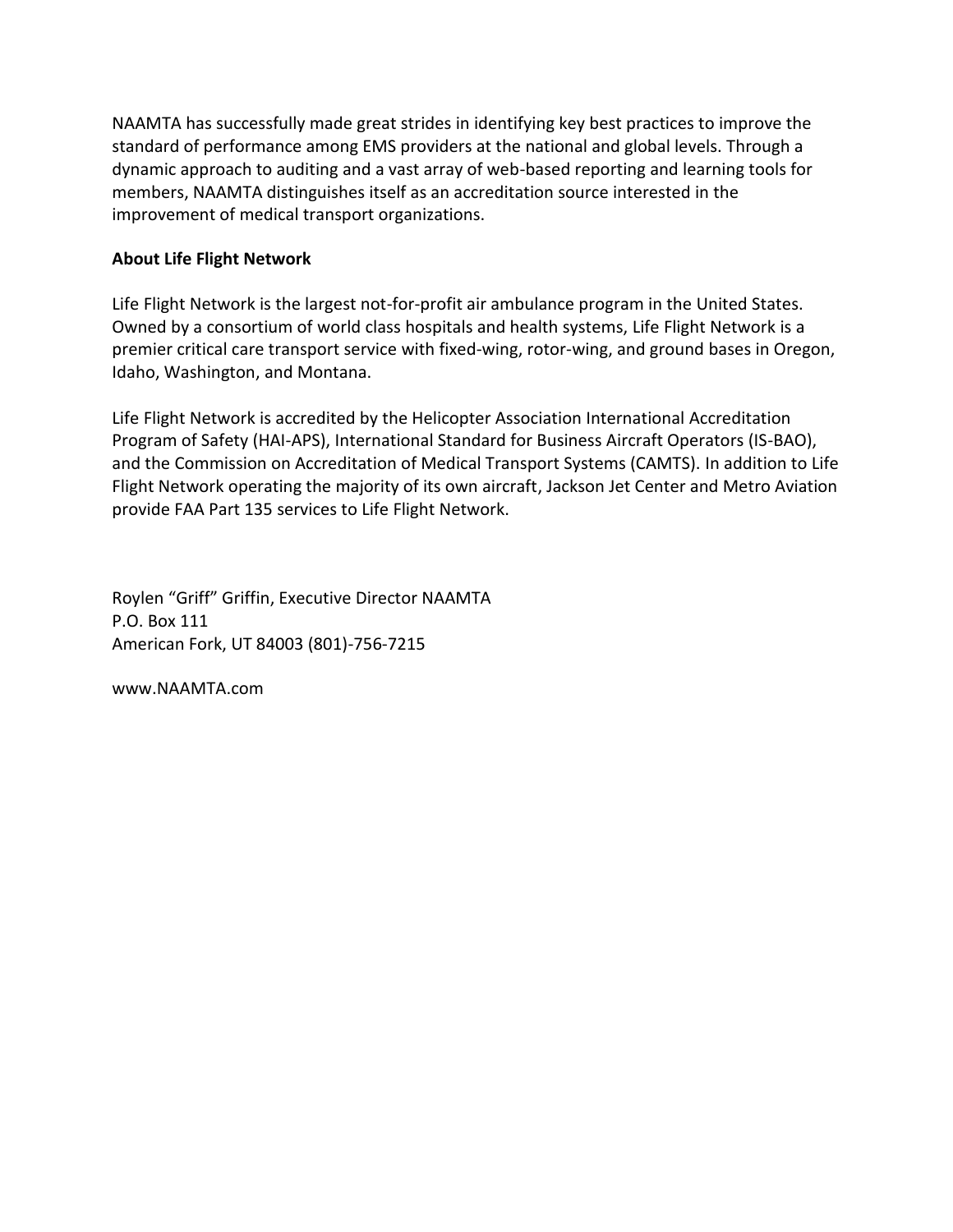NAAMTA has successfully made great strides in identifying key best practices to improve the standard of performance among EMS providers at the national and global levels. Through a dynamic approach to auditing and a vast array of web-based reporting and learning tools for members, NAAMTA distinguishes itself as an accreditation source interested in the improvement of medical transport organizations.

**About Life Flight Network**

Life Flight Network is the largest not-for-profit air ambulance program in the United States. Owned by a consortium of world class hospitals and health systems, Life Flight Network is a premier critical care transport service with fixed-wing, rotor-wing, and ground bases in Oregon, Idaho, Washington, and Montana.

Life Flight Network is accredited by the Helicopter Association International Accreditation Program of Safety (HAI-APS), International Standard for Business Aircraft Operators (IS-BAO), and the Commission on Accreditation of Medical Transport Systems (CAMTS). In addition to Life Flight Network operating the majority of its own aircraft, Jackson Jet Center and Metro Aviation provide FAA Part 135 services to Life Flight Network.

Roylen “Griff” Griffin, Executive Director NAAMTA
P.O. Box 111
American Fork, UT 84003 (801)-756-7215

www.NAAMTA.com